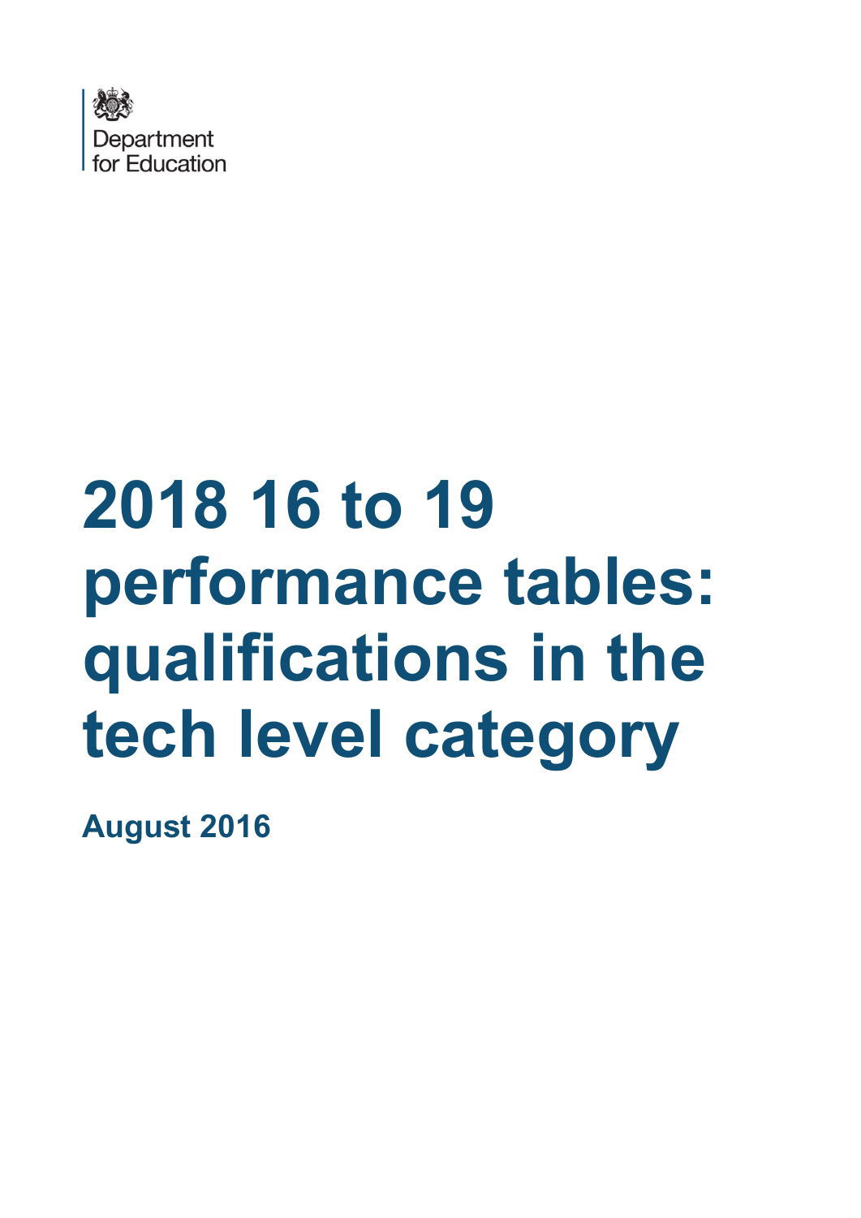Department for Education

# 2018 16 to 19 performance tables: qualifications in the tech level category

**August 2016**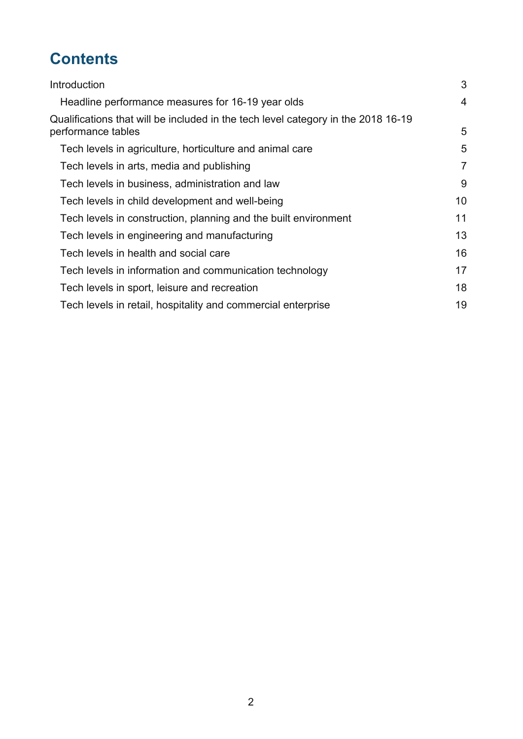# Contents

- Introduction 3
  - Headline performance measures for 16-19 year olds 4
- Qualifications that will be included in the tech level category in the 2018 16-19 performance tables 5
  - Tech levels in agriculture, horticulture and animal care 5
  - Tech levels in arts, media and publishing 7
  - Tech levels in business, administration and law 9
  - Tech levels in child development and well-being 10
  - Tech levels in construction, planning and the built environment 11
  - Tech levels in engineering and manufacturing 13
  - Tech levels in health and social care 16
  - Tech levels in information and communication technology 17
  - Tech levels in sport, leisure and recreation 18
  - Tech levels in retail, hospitality and commercial enterprise 19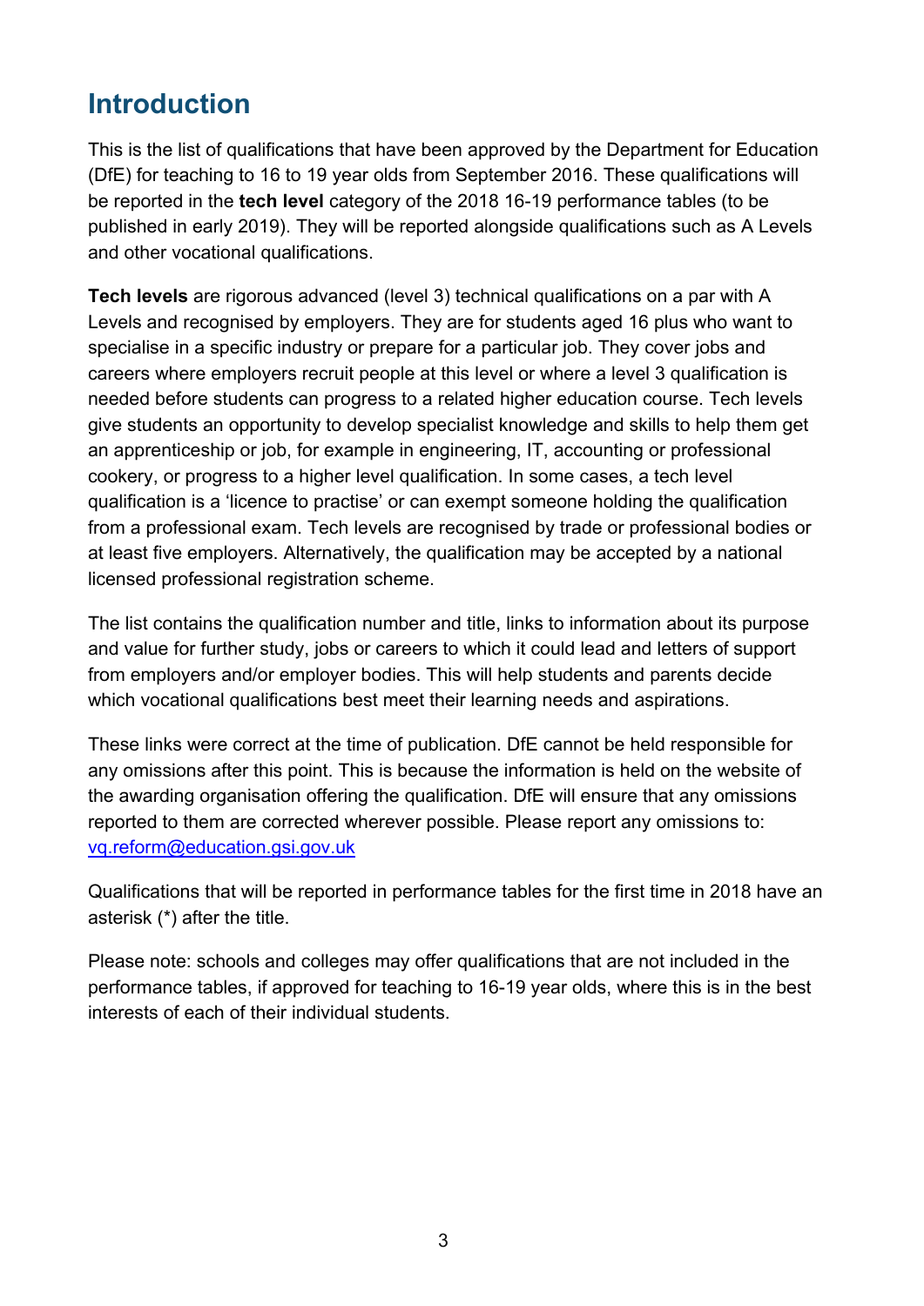# Introduction

This is the list of qualifications that have been approved by the Department for Education (DfE) for teaching to 16 to 19 year olds from September 2016. These qualifications will be reported in the **tech level** category of the 2018 16-19 performance tables (to be published in early 2019). They will be reported alongside qualifications such as A Levels and other vocational qualifications.

**Tech levels** are rigorous advanced (level 3) technical qualifications on a par with A Levels and recognised by employers. They are for students aged 16 plus who want to specialise in a specific industry or prepare for a particular job. They cover jobs and careers where employers recruit people at this level or where a level 3 qualification is needed before students can progress to a related higher education course. Tech levels give students an opportunity to develop specialist knowledge and skills to help them get an apprenticeship or job, for example in engineering, IT, accounting or professional cookery, or progress to a higher level qualification. In some cases, a tech level qualification is a 'licence to practise' or can exempt someone holding the qualification from a professional exam. Tech levels are recognised by trade or professional bodies or at least five employers. Alternatively, the qualification may be accepted by a national licensed professional registration scheme.

The list contains the qualification number and title, links to information about its purpose and value for further study, jobs or careers to which it could lead and letters of support from employers and/or employer bodies. This will help students and parents decide which vocational qualifications best meet their learning needs and aspirations.

These links were correct at the time of publication. DfE cannot be held responsible for any omissions after this point. This is because the information is held on the website of the awarding organisation offering the qualification. DfE will ensure that any omissions reported to them are corrected wherever possible. Please report any omissions to: [vq.reform@education.gsi.gov.uk](mailto:vq.reform@education.gsi.gov.uk)

Qualifications that will be reported in performance tables for the first time in 2018 have an asterisk (*) after the title.

Please note: schools and colleges may offer qualifications that are not included in the performance tables, if approved for teaching to 16-19 year olds, where this is in the best interests of each of their individual students.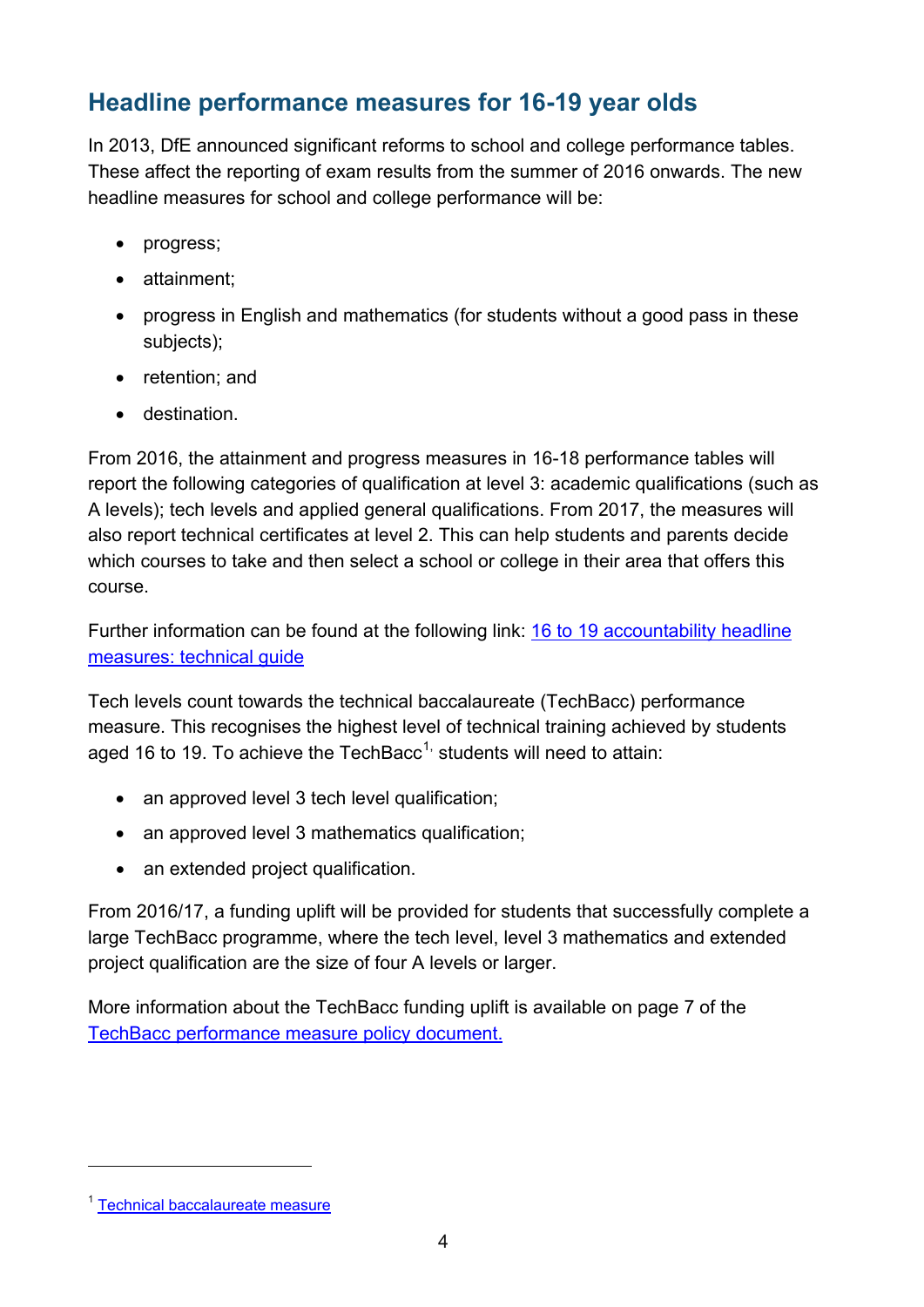## Headline performance measures for 16-19 year olds

In 2013, DfE announced significant reforms to school and college performance tables. These affect the reporting of exam results from the summer of 2016 onwards. The new headline measures for school and college performance will be:

- progress;
- attainment;
- progress in English and mathematics (for students without a good pass in these subjects);
- retention; and
- destination.

From 2016, the attainment and progress measures in 16-18 performance tables will report the following categories of qualification at level 3: academic qualifications (such as A levels); tech levels and applied general qualifications. From 2017, the measures will also report technical certificates at level 2. This can help students and parents decide which courses to take and then select a school or college in their area that offers this course.

Further information can be found at the following link: [16 to 19 accountability headline measures: technical guide]()

Tech levels count towards the technical baccalaureate (TechBacc) performance measure. This recognises the highest level of technical training achieved by students aged 16 to 19. To achieve the TechBacc[1], students will need to attain:

- an approved level 3 tech level qualification;
- an approved level 3 mathematics qualification;
- an extended project qualification.

From 2016/17, a funding uplift will be provided for students that successfully complete a large TechBacc programme, where the tech level, level 3 mathematics and extended project qualification are the size of four A levels or larger.

More information about the TechBacc funding uplift is available on page 7 of the [TechBacc performance measure policy document.]()

---

[1] [Technical baccalaureate measure]()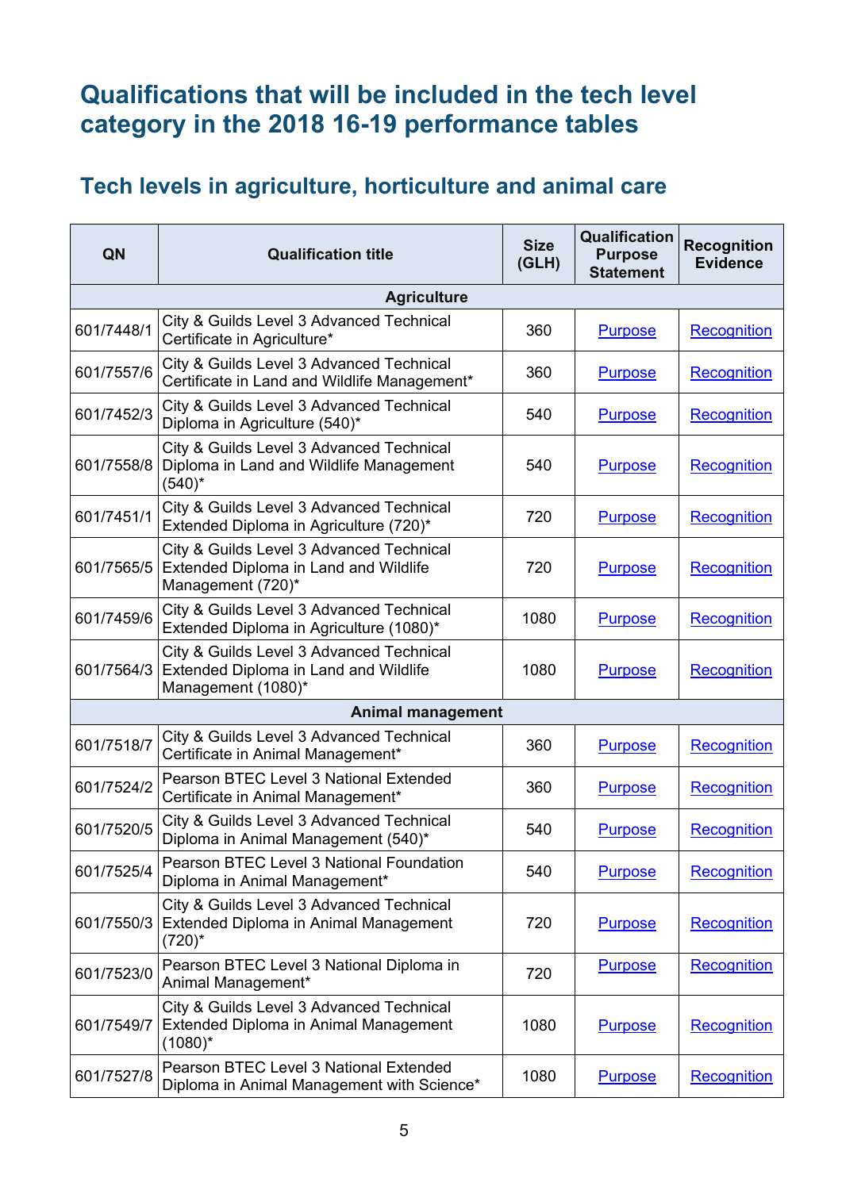# Qualifications that will be included in the tech level category in the 2018 16-19 performance tables

## Tech levels in agriculture, horticulture and animal care

| QN | Qualification title | Size (GLH) | Qualification Purpose Statement | Recognition Evidence |
|---|---|---|---|---|
| **Agriculture** | | | | |
| 601/7448/1 | City & Guilds Level 3 Advanced Technical Certificate in Agriculture* | 360 | Purpose | Recognition |
| 601/7557/6 | City & Guilds Level 3 Advanced Technical Certificate in Land and Wildlife Management* | 360 | Purpose | Recognition |
| 601/7452/3 | City & Guilds Level 3 Advanced Technical Diploma in Agriculture (540)* | 540 | Purpose | Recognition |
| 601/7558/8 | City & Guilds Level 3 Advanced Technical Diploma in Land and Wildlife Management (540)* | 540 | Purpose | Recognition |
| 601/7451/1 | City & Guilds Level 3 Advanced Technical Extended Diploma in Agriculture (720)* | 720 | Purpose | Recognition |
| 601/7565/5 | City & Guilds Level 3 Advanced Technical Extended Diploma in Land and Wildlife Management (720)* | 720 | Purpose | Recognition |
| 601/7459/6 | City & Guilds Level 3 Advanced Technical Extended Diploma in Agriculture (1080)* | 1080 | Purpose | Recognition |
| 601/7564/3 | City & Guilds Level 3 Advanced Technical Extended Diploma in Land and Wildlife Management (1080)* | 1080 | Purpose | Recognition |
| **Animal management** | | | | |
| 601/7518/7 | City & Guilds Level 3 Advanced Technical Certificate in Animal Management* | 360 | Purpose | Recognition |
| 601/7524/2 | Pearson BTEC Level 3 National Extended Certificate in Animal Management* | 360 | Purpose | Recognition |
| 601/7520/5 | City & Guilds Level 3 Advanced Technical Diploma in Animal Management (540)* | 540 | Purpose | Recognition |
| 601/7525/4 | Pearson BTEC Level 3 National Foundation Diploma in Animal Management* | 540 | Purpose | Recognition |
| 601/7550/3 | City & Guilds Level 3 Advanced Technical Extended Diploma in Animal Management (720)* | 720 | Purpose | Recognition |
| 601/7523/0 | Pearson BTEC Level 3 National Diploma in Animal Management* | 720 | Purpose | Recognition |
| 601/7549/7 | City & Guilds Level 3 Advanced Technical Extended Diploma in Animal Management (1080)* | 1080 | Purpose | Recognition |
| 601/7527/8 | Pearson BTEC Level 3 National Extended Diploma in Animal Management with Science* | 1080 | Purpose | Recognition |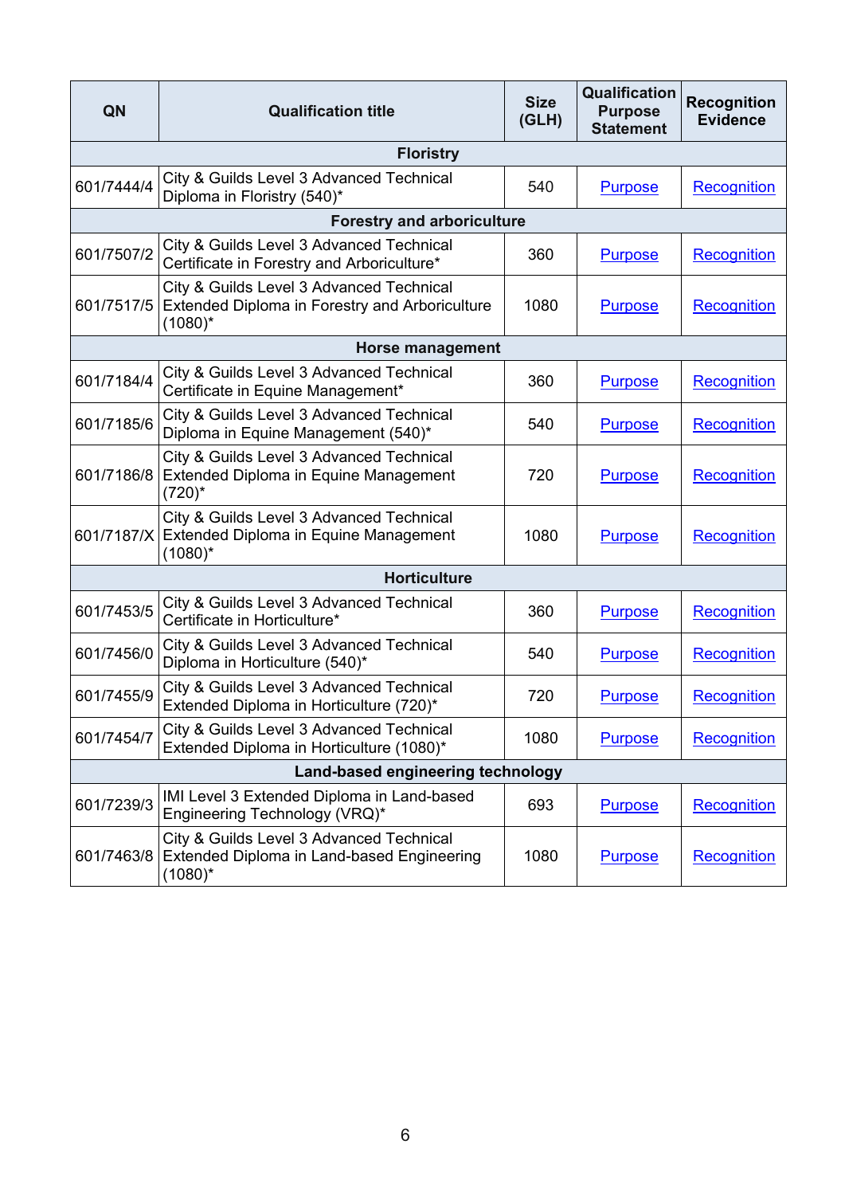| QN | Qualification title | Size (GLH) | Qualification Purpose Statement | Recognition Evidence |
|---|---|---|---|---|
| **Floristry** | | | | |
| 601/7444/4 | City & Guilds Level 3 Advanced Technical Diploma in Floristry (540)* | 540 | Purpose | Recognition |
| **Forestry and arboriculture** | | | | |
| 601/7507/2 | City & Guilds Level 3 Advanced Technical Certificate in Forestry and Arboriculture* | 360 | Purpose | Recognition |
| 601/7517/5 | City & Guilds Level 3 Advanced Technical Extended Diploma in Forestry and Arboriculture (1080)* | 1080 | Purpose | Recognition |
| **Horse management** | | | | |
| 601/7184/4 | City & Guilds Level 3 Advanced Technical Certificate in Equine Management* | 360 | Purpose | Recognition |
| 601/7185/6 | City & Guilds Level 3 Advanced Technical Diploma in Equine Management (540)* | 540 | Purpose | Recognition |
| 601/7186/8 | City & Guilds Level 3 Advanced Technical Extended Diploma in Equine Management (720)* | 720 | Purpose | Recognition |
| 601/7187/X | City & Guilds Level 3 Advanced Technical Extended Diploma in Equine Management (1080)* | 1080 | Purpose | Recognition |
| **Horticulture** | | | | |
| 601/7453/5 | City & Guilds Level 3 Advanced Technical Certificate in Horticulture* | 360 | Purpose | Recognition |
| 601/7456/0 | City & Guilds Level 3 Advanced Technical Diploma in Horticulture (540)* | 540 | Purpose | Recognition |
| 601/7455/9 | City & Guilds Level 3 Advanced Technical Extended Diploma in Horticulture (720)* | 720 | Purpose | Recognition |
| 601/7454/7 | City & Guilds Level 3 Advanced Technical Extended Diploma in Horticulture (1080)* | 1080 | Purpose | Recognition |
| **Land-based engineering technology** | | | | |
| 601/7239/3 | IMI Level 3 Extended Diploma in Land-based Engineering Technology (VRQ)* | 693 | Purpose | Recognition |
| 601/7463/8 | City & Guilds Level 3 Advanced Technical Extended Diploma in Land-based Engineering (1080)* | 1080 | Purpose | Recognition |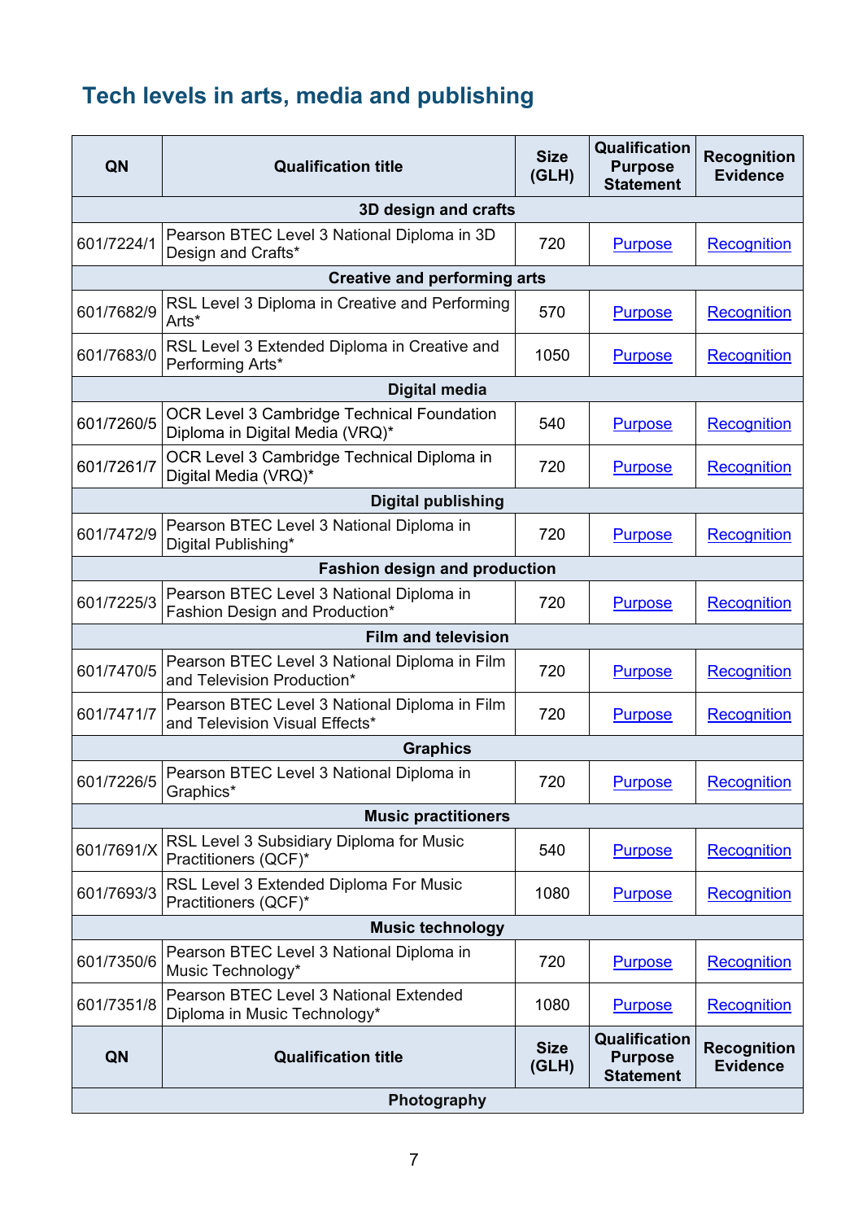## Tech levels in arts, media and publishing

| QN | Qualification title | Size (GLH) | Qualification Purpose Statement | Recognition Evidence |
|---|---|---|---|---|
| **3D design and crafts** | | | | |
| 601/7224/1 | Pearson BTEC Level 3 National Diploma in 3D Design and Crafts* | 720 | Purpose | Recognition |
| **Creative and performing arts** | | | | |
| 601/7682/9 | RSL Level 3 Diploma in Creative and Performing Arts* | 570 | Purpose | Recognition |
| 601/7683/0 | RSL Level 3 Extended Diploma in Creative and Performing Arts* | 1050 | Purpose | Recognition |
| **Digital media** | | | | |
| 601/7260/5 | OCR Level 3 Cambridge Technical Foundation Diploma in Digital Media (VRQ)* | 540 | Purpose | Recognition |
| 601/7261/7 | OCR Level 3 Cambridge Technical Diploma in Digital Media (VRQ)* | 720 | Purpose | Recognition |
| **Digital publishing** | | | | |
| 601/7472/9 | Pearson BTEC Level 3 National Diploma in Digital Publishing* | 720 | Purpose | Recognition |
| **Fashion design and production** | | | | |
| 601/7225/3 | Pearson BTEC Level 3 National Diploma in Fashion Design and Production* | 720 | Purpose | Recognition |
| **Film and television** | | | | |
| 601/7470/5 | Pearson BTEC Level 3 National Diploma in Film and Television Production* | 720 | Purpose | Recognition |
| 601/7471/7 | Pearson BTEC Level 3 National Diploma in Film and Television Visual Effects* | 720 | Purpose | Recognition |
| **Graphics** | | | | |
| 601/7226/5 | Pearson BTEC Level 3 National Diploma in Graphics* | 720 | Purpose | Recognition |
| **Music practitioners** | | | | |
| 601/7691/X | RSL Level 3 Subsidiary Diploma for Music Practitioners (QCF)* | 540 | Purpose | Recognition |
| 601/7693/3 | RSL Level 3 Extended Diploma For Music Practitioners (QCF)* | 1080 | Purpose | Recognition |
| **Music technology** | | | | |
| 601/7350/6 | Pearson BTEC Level 3 National Diploma in Music Technology* | 720 | Purpose | Recognition |
| 601/7351/8 | Pearson BTEC Level 3 National Extended Diploma in Music Technology* | 1080 | Purpose | Recognition |
| **QN** | **Qualification title** | **Size (GLH)** | **Qualification Purpose Statement** | **Recognition Evidence** |
| **Photography** | | | | |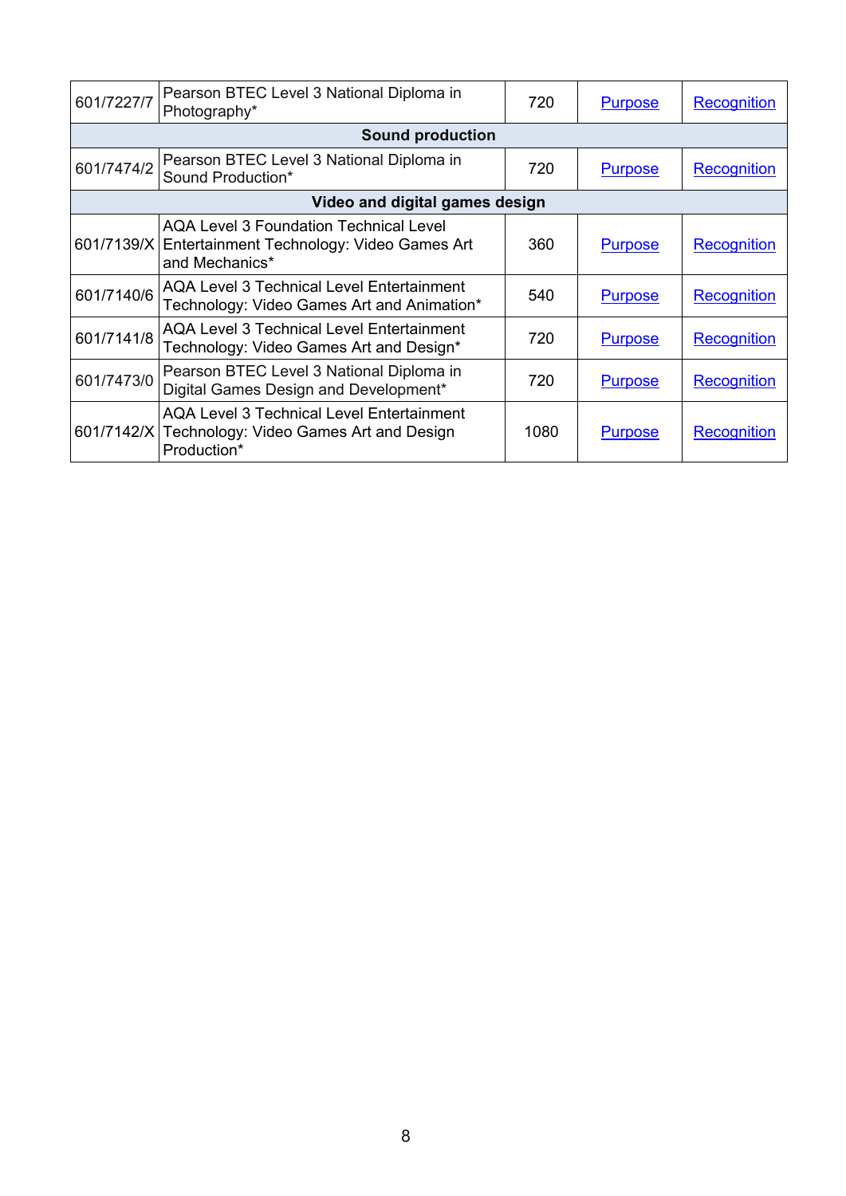| | | | | |
|---|---|---|---|---|
| 601/7227/7 | Pearson BTEC Level 3 National Diploma in Photography* | 720 | Purpose | Recognition |
| **Sound production** | | | | |
| 601/7474/2 | Pearson BTEC Level 3 National Diploma in Sound Production* | 720 | Purpose | Recognition |
| **Video and digital games design** | | | | |
| 601/7139/X | AQA Level 3 Foundation Technical Level Entertainment Technology: Video Games Art and Mechanics* | 360 | Purpose | Recognition |
| 601/7140/6 | AQA Level 3 Technical Level Entertainment Technology: Video Games Art and Animation* | 540 | Purpose | Recognition |
| 601/7141/8 | AQA Level 3 Technical Level Entertainment Technology: Video Games Art and Design* | 720 | Purpose | Recognition |
| 601/7473/0 | Pearson BTEC Level 3 National Diploma in Digital Games Design and Development* | 720 | Purpose | Recognition |
| 601/7142/X | AQA Level 3 Technical Level Entertainment Technology: Video Games Art and Design Production* | 1080 | Purpose | Recognition |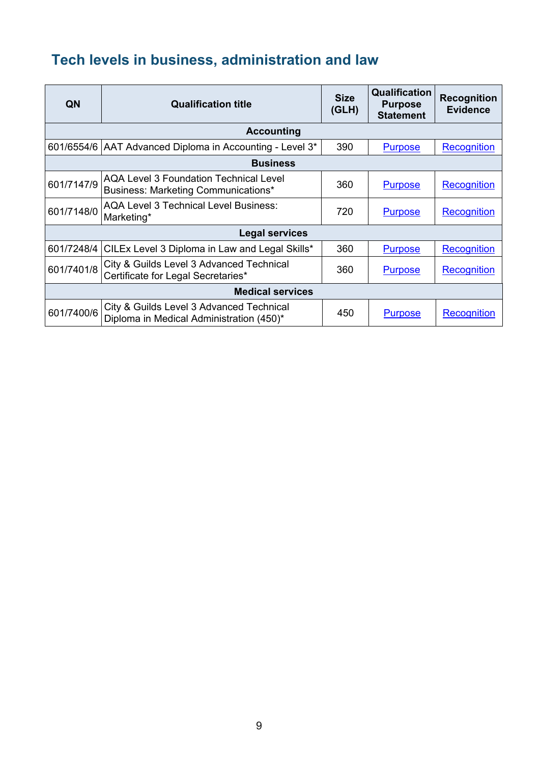## Tech levels in business, administration and law

| QN | Qualification title | Size (GLH) | Qualification Purpose Statement | Recognition Evidence |
|---|---|---|---|---|
| **Accounting** | | | | |
| 601/6554/6 | AAT Advanced Diploma in Accounting - Level 3* | 390 | Purpose | Recognition |
| **Business** | | | | |
| 601/7147/9 | AQA Level 3 Foundation Technical Level Business: Marketing Communications* | 360 | Purpose | Recognition |
| 601/7148/0 | AQA Level 3 Technical Level Business: Marketing* | 720 | Purpose | Recognition |
| **Legal services** | | | | |
| 601/7248/4 | CILEx Level 3 Diploma in Law and Legal Skills* | 360 | Purpose | Recognition |
| 601/7401/8 | City & Guilds Level 3 Advanced Technical Certificate for Legal Secretaries* | 360 | Purpose | Recognition |
| **Medical services** | | | | |
| 601/7400/6 | City & Guilds Level 3 Advanced Technical Diploma in Medical Administration (450)* | 450 | Purpose | Recognition |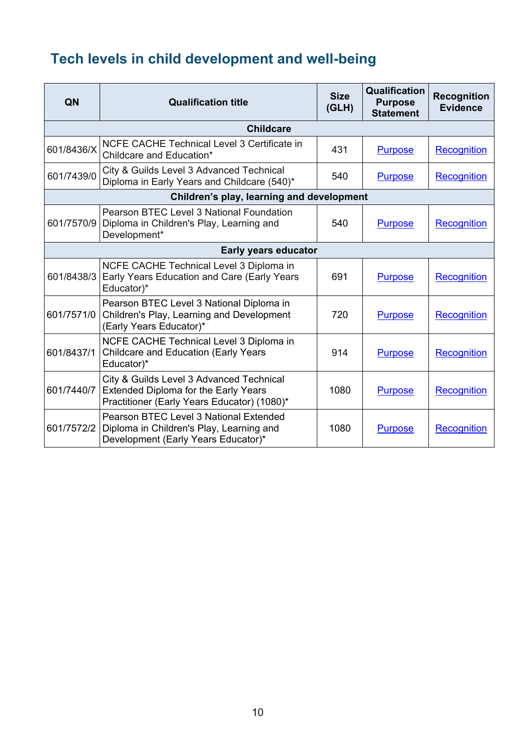## Tech levels in child development and well-being

| QN | Qualification title | Size (GLH) | Qualification Purpose Statement | Recognition Evidence |
|---|---|---|---|---|
| **Childcare** | | | | |
| 601/8436/X | NCFE CACHE Technical Level 3 Certificate in Childcare and Education* | 431 | Purpose | Recognition |
| 601/7439/0 | City & Guilds Level 3 Advanced Technical Diploma in Early Years and Childcare (540)* | 540 | Purpose | Recognition |
| **Children's play, learning and development** | | | | |
| 601/7570/9 | Pearson BTEC Level 3 National Foundation Diploma in Children's Play, Learning and Development* | 540 | Purpose | Recognition |
| **Early years educator** | | | | |
| 601/8438/3 | NCFE CACHE Technical Level 3 Diploma in Early Years Education and Care (Early Years Educator)* | 691 | Purpose | Recognition |
| 601/7571/0 | Pearson BTEC Level 3 National Diploma in Children's Play, Learning and Development (Early Years Educator)* | 720 | Purpose | Recognition |
| 601/8437/1 | NCFE CACHE Technical Level 3 Diploma in Childcare and Education (Early Years Educator)* | 914 | Purpose | Recognition |
| 601/7440/7 | City & Guilds Level 3 Advanced Technical Extended Diploma for the Early Years Practitioner (Early Years Educator) (1080)* | 1080 | Purpose | Recognition |
| 601/7572/2 | Pearson BTEC Level 3 National Extended Diploma in Children's Play, Learning and Development (Early Years Educator)* | 1080 | Purpose | Recognition |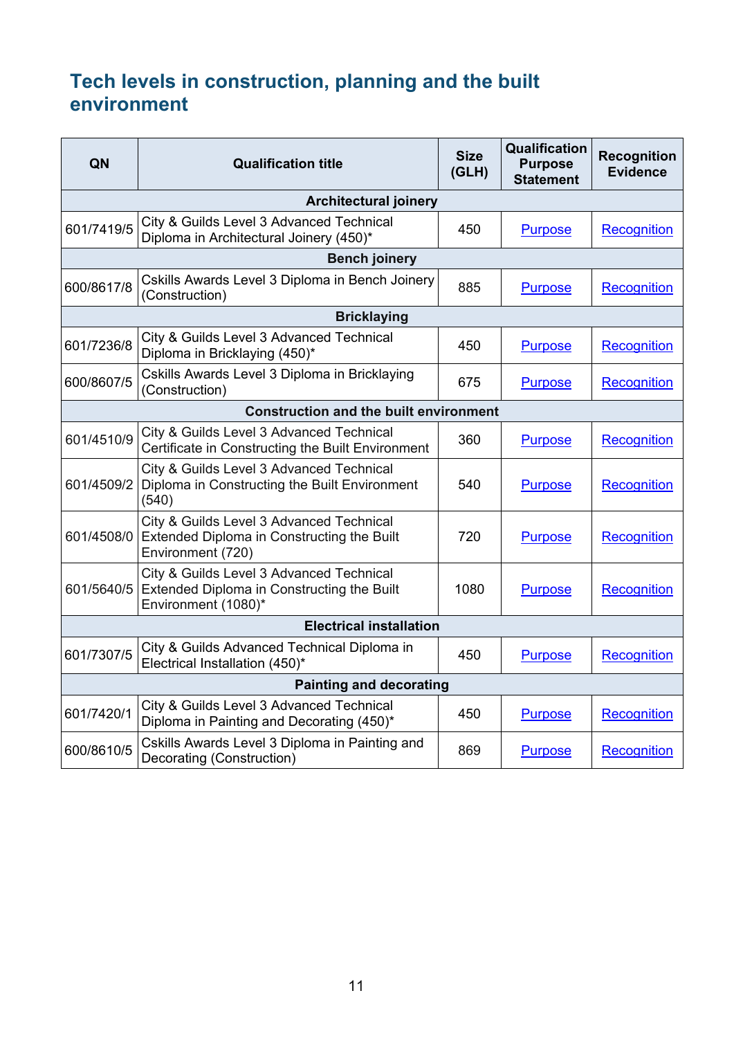## Tech levels in construction, planning and the built environment

| QN | Qualification title | Size (GLH) | Qualification Purpose Statement | Recognition Evidence |
|---|---|---|---|---|
| **Architectural joinery** | | | | |
| 601/7419/5 | City & Guilds Level 3 Advanced Technical Diploma in Architectural Joinery (450)* | 450 | Purpose | Recognition |
| **Bench joinery** | | | | |
| 600/8617/8 | Cskills Awards Level 3 Diploma in Bench Joinery (Construction) | 885 | Purpose | Recognition |
| **Bricklaying** | | | | |
| 601/7236/8 | City & Guilds Level 3 Advanced Technical Diploma in Bricklaying (450)* | 450 | Purpose | Recognition |
| 600/8607/5 | Cskills Awards Level 3 Diploma in Bricklaying (Construction) | 675 | Purpose | Recognition |
| **Construction and the built environment** | | | | |
| 601/4510/9 | City & Guilds Level 3 Advanced Technical Certificate in Constructing the Built Environment | 360 | Purpose | Recognition |
| 601/4509/2 | City & Guilds Level 3 Advanced Technical Diploma in Constructing the Built Environment (540) | 540 | Purpose | Recognition |
| 601/4508/0 | City & Guilds Level 3 Advanced Technical Extended Diploma in Constructing the Built Environment (720) | 720 | Purpose | Recognition |
| 601/5640/5 | City & Guilds Level 3 Advanced Technical Extended Diploma in Constructing the Built Environment (1080)* | 1080 | Purpose | Recognition |
| **Electrical installation** | | | | |
| 601/7307/5 | City & Guilds Advanced Technical Diploma in Electrical Installation (450)* | 450 | Purpose | Recognition |
| **Painting and decorating** | | | | |
| 601/7420/1 | City & Guilds Level 3 Advanced Technical Diploma in Painting and Decorating (450)* | 450 | Purpose | Recognition |
| 600/8610/5 | Cskills Awards Level 3 Diploma in Painting and Decorating (Construction) | 869 | Purpose | Recognition |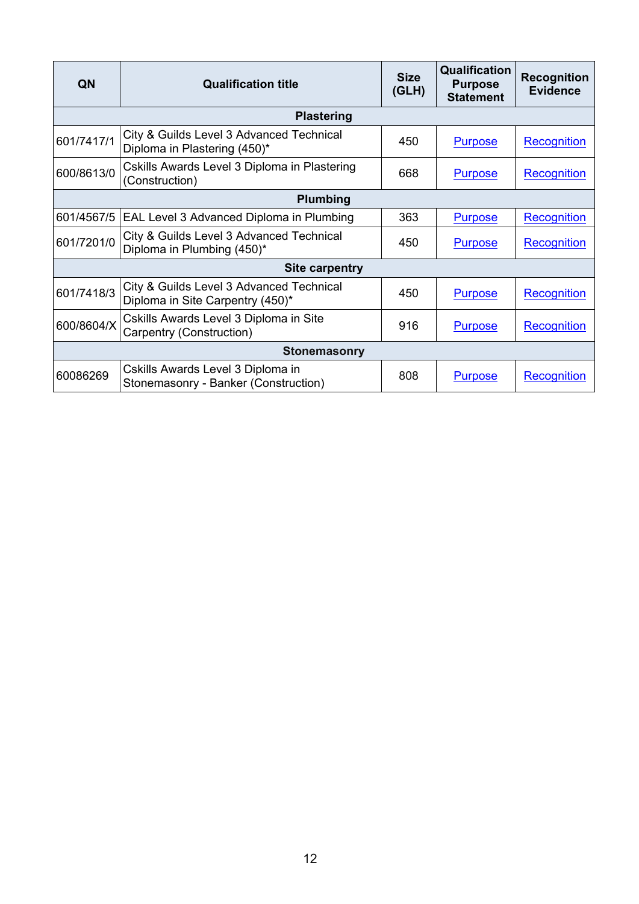| QN | Qualification title | Size (GLH) | Qualification Purpose Statement | Recognition Evidence |
|---|---|---|---|---|
| **Plastering** | | | | |
| 601/7417/1 | City & Guilds Level 3 Advanced Technical Diploma in Plastering (450)* | 450 | Purpose | Recognition |
| 600/8613/0 | Cskills Awards Level 3 Diploma in Plastering (Construction) | 668 | Purpose | Recognition |
| **Plumbing** | | | | |
| 601/4567/5 | EAL Level 3 Advanced Diploma in Plumbing | 363 | Purpose | Recognition |
| 601/7201/0 | City & Guilds Level 3 Advanced Technical Diploma in Plumbing (450)* | 450 | Purpose | Recognition |
| **Site carpentry** | | | | |
| 601/7418/3 | City & Guilds Level 3 Advanced Technical Diploma in Site Carpentry (450)* | 450 | Purpose | Recognition |
| 600/8604/X | Cskills Awards Level 3 Diploma in Site Carpentry (Construction) | 916 | Purpose | Recognition |
| **Stonemasonry** | | | | |
| 60086269 | Cskills Awards Level 3 Diploma in Stonemasonry - Banker (Construction) | 808 | Purpose | Recognition |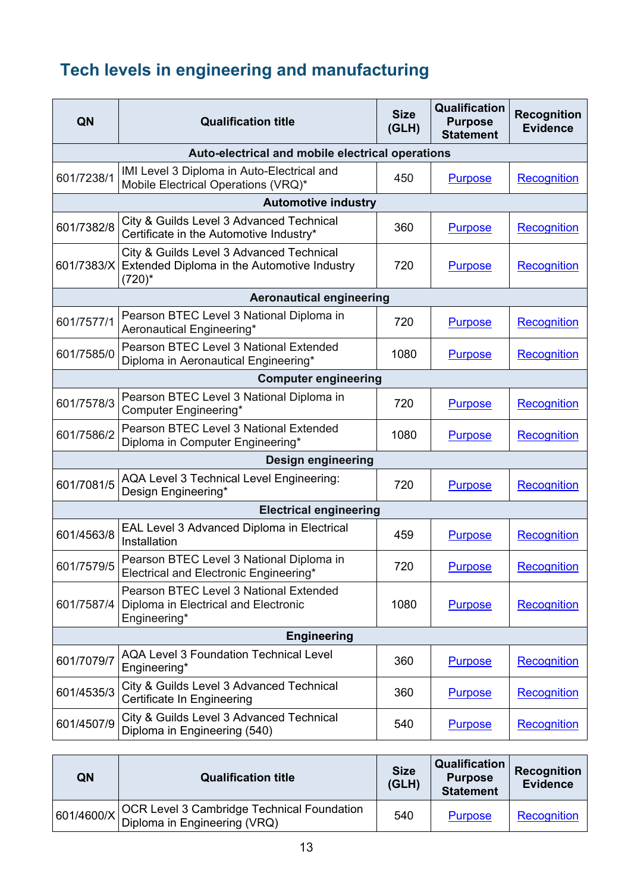## Tech levels in engineering and manufacturing

| QN | Qualification title | Size (GLH) | Qualification Purpose Statement | Recognition Evidence |
|---|---|---|---|---|
| **Auto-electrical and mobile electrical operations** | | | | |
| 601/7238/1 | IMI Level 3 Diploma in Auto-Electrical and Mobile Electrical Operations (VRQ)* | 450 | Purpose | Recognition |
| **Automotive industry** | | | | |
| 601/7382/8 | City & Guilds Level 3 Advanced Technical Certificate in the Automotive Industry* | 360 | Purpose | Recognition |
| 601/7383/X | City & Guilds Level 3 Advanced Technical Extended Diploma in the Automotive Industry (720)* | 720 | Purpose | Recognition |
| **Aeronautical engineering** | | | | |
| 601/7577/1 | Pearson BTEC Level 3 National Diploma in Aeronautical Engineering* | 720 | Purpose | Recognition |
| 601/7585/0 | Pearson BTEC Level 3 National Extended Diploma in Aeronautical Engineering* | 1080 | Purpose | Recognition |
| **Computer engineering** | | | | |
| 601/7578/3 | Pearson BTEC Level 3 National Diploma in Computer Engineering* | 720 | Purpose | Recognition |
| 601/7586/2 | Pearson BTEC Level 3 National Extended Diploma in Computer Engineering* | 1080 | Purpose | Recognition |
| **Design engineering** | | | | |
| 601/7081/5 | AQA Level 3 Technical Level Engineering: Design Engineering* | 720 | Purpose | Recognition |
| **Electrical engineering** | | | | |
| 601/4563/8 | EAL Level 3 Advanced Diploma in Electrical Installation | 459 | Purpose | Recognition |
| 601/7579/5 | Pearson BTEC Level 3 National Diploma in Electrical and Electronic Engineering* | 720 | Purpose | Recognition |
| 601/7587/4 | Pearson BTEC Level 3 National Extended Diploma in Electrical and Electronic Engineering* | 1080 | Purpose | Recognition |
| **Engineering** | | | | |
| 601/7079/7 | AQA Level 3 Foundation Technical Level Engineering* | 360 | Purpose | Recognition |
| 601/4535/3 | City & Guilds Level 3 Advanced Technical Certificate In Engineering | 360 | Purpose | Recognition |
| 601/4507/9 | City & Guilds Level 3 Advanced Technical Diploma in Engineering (540) | 540 | Purpose | Recognition |
| 601/4600/X | OCR Level 3 Cambridge Technical Foundation Diploma in Engineering (VRQ) | 540 | Purpose | Recognition |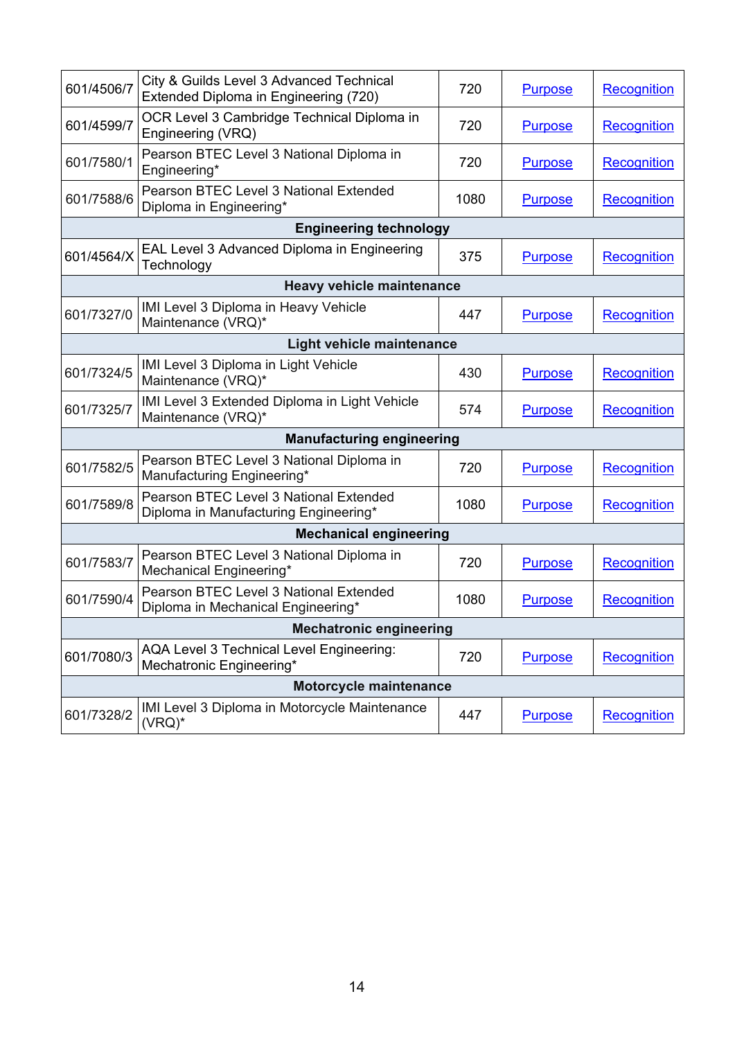| | | | | |
|---|---|---|---|---|
| 601/4506/7 | City & Guilds Level 3 Advanced Technical Extended Diploma in Engineering (720) | 720 | Purpose | Recognition |
| 601/4599/7 | OCR Level 3 Cambridge Technical Diploma in Engineering (VRQ) | 720 | Purpose | Recognition |
| 601/7580/1 | Pearson BTEC Level 3 National Diploma in Engineering* | 720 | Purpose | Recognition |
| 601/7588/6 | Pearson BTEC Level 3 National Extended Diploma in Engineering* | 1080 | Purpose | Recognition |
| **Engineering technology** | | | | |
| 601/4564/X | EAL Level 3 Advanced Diploma in Engineering Technology | 375 | Purpose | Recognition |
| **Heavy vehicle maintenance** | | | | |
| 601/7327/0 | IMI Level 3 Diploma in Heavy Vehicle Maintenance (VRQ)* | 447 | Purpose | Recognition |
| **Light vehicle maintenance** | | | | |
| 601/7324/5 | IMI Level 3 Diploma in Light Vehicle Maintenance (VRQ)* | 430 | Purpose | Recognition |
| 601/7325/7 | IMI Level 3 Extended Diploma in Light Vehicle Maintenance (VRQ)* | 574 | Purpose | Recognition |
| **Manufacturing engineering** | | | | |
| 601/7582/5 | Pearson BTEC Level 3 National Diploma in Manufacturing Engineering* | 720 | Purpose | Recognition |
| 601/7589/8 | Pearson BTEC Level 3 National Extended Diploma in Manufacturing Engineering* | 1080 | Purpose | Recognition |
| **Mechanical engineering** | | | | |
| 601/7583/7 | Pearson BTEC Level 3 National Diploma in Mechanical Engineering* | 720 | Purpose | Recognition |
| 601/7590/4 | Pearson BTEC Level 3 National Extended Diploma in Mechanical Engineering* | 1080 | Purpose | Recognition |
| **Mechatronic engineering** | | | | |
| 601/7080/3 | AQA Level 3 Technical Level Engineering: Mechatronic Engineering* | 720 | Purpose | Recognition |
| **Motorcycle maintenance** | | | | |
| 601/7328/2 | IMI Level 3 Diploma in Motorcycle Maintenance (VRQ)* | 447 | Purpose | Recognition |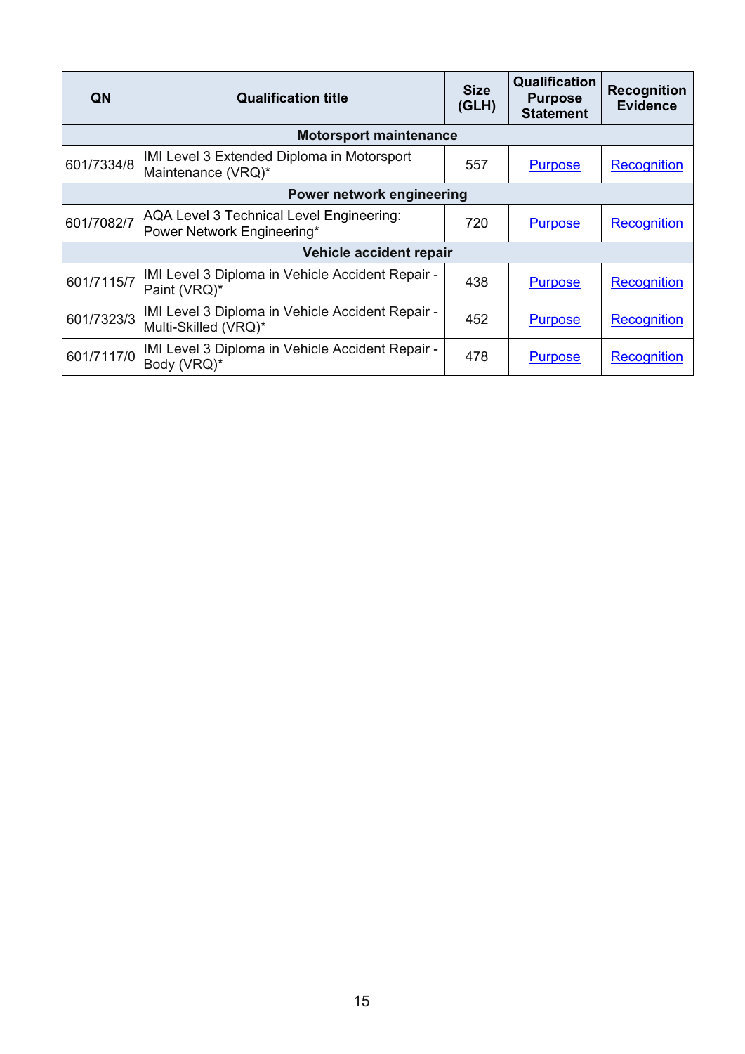| QN | Qualification title | Size (GLH) | Qualification Purpose Statement | Recognition Evidence |
|---|---|---|---|---|
| **Motorsport maintenance** | | | | |
| 601/7334/8 | IMI Level 3 Extended Diploma in Motorsport Maintenance (VRQ)* | 557 | Purpose | Recognition |
| **Power network engineering** | | | | |
| 601/7082/7 | AQA Level 3 Technical Level Engineering: Power Network Engineering* | 720 | Purpose | Recognition |
| **Vehicle accident repair** | | | | |
| 601/7115/7 | IMI Level 3 Diploma in Vehicle Accident Repair - Paint (VRQ)* | 438 | Purpose | Recognition |
| 601/7323/3 | IMI Level 3 Diploma in Vehicle Accident Repair - Multi-Skilled (VRQ)* | 452 | Purpose | Recognition |
| 601/7117/0 | IMI Level 3 Diploma in Vehicle Accident Repair - Body (VRQ)* | 478 | Purpose | Recognition |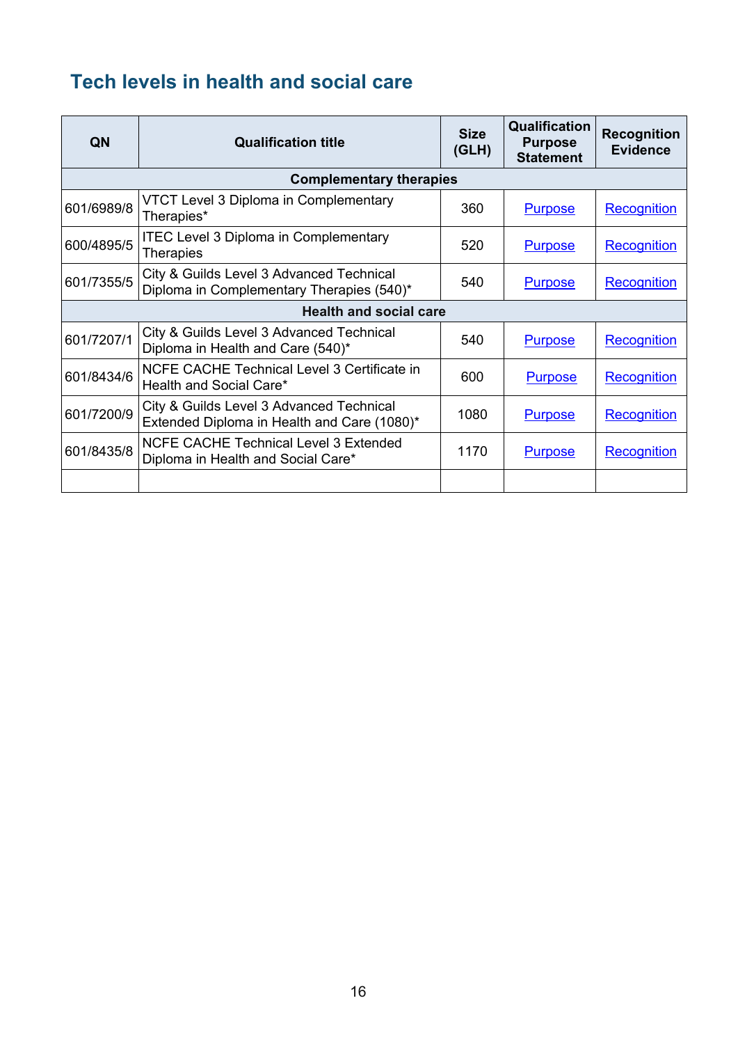## Tech levels in health and social care

| QN | Qualification title | Size (GLH) | Qualification Purpose Statement | Recognition Evidence |
|---|---|---|---|---|
| **Complementary therapies** | | | | |
| 601/6989/8 | VTCT Level 3 Diploma in Complementary Therapies* | 360 | Purpose | Recognition |
| 600/4895/5 | ITEC Level 3 Diploma in Complementary Therapies | 520 | Purpose | Recognition |
| 601/7355/5 | City & Guilds Level 3 Advanced Technical Diploma in Complementary Therapies (540)* | 540 | Purpose | Recognition |
| **Health and social care** | | | | |
| 601/7207/1 | City & Guilds Level 3 Advanced Technical Diploma in Health and Care (540)* | 540 | Purpose | Recognition |
| 601/8434/6 | NCFE CACHE Technical Level 3 Certificate in Health and Social Care* | 600 | Purpose | Recognition |
| 601/7200/9 | City & Guilds Level 3 Advanced Technical Extended Diploma in Health and Care (1080)* | 1080 | Purpose | Recognition |
| 601/8435/8 | NCFE CACHE Technical Level 3 Extended Diploma in Health and Social Care* | 1170 | Purpose | Recognition |
| | | | | |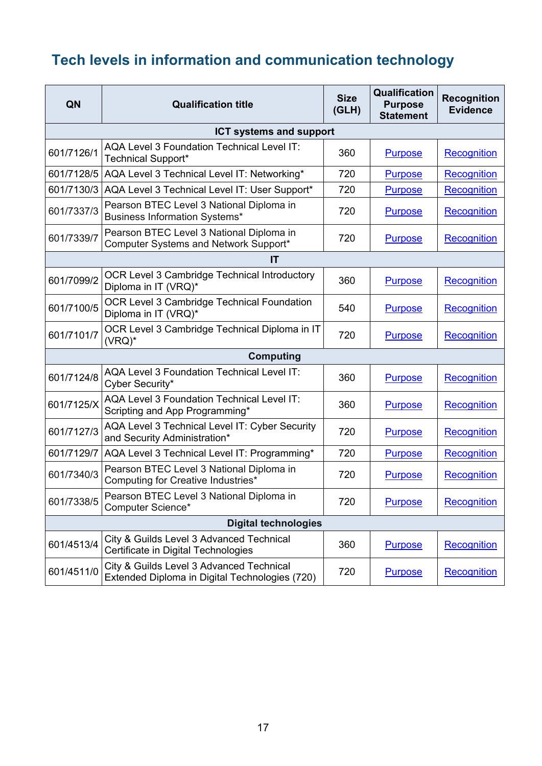## Tech levels in information and communication technology

| QN | Qualification title | Size (GLH) | Qualification Purpose Statement | Recognition Evidence |
|---|---|---|---|---|
| **ICT systems and support** | | | | |
| 601/7126/1 | AQA Level 3 Foundation Technical Level IT: Technical Support* | 360 | Purpose | Recognition |
| 601/7128/5 | AQA Level 3 Technical Level IT: Networking* | 720 | Purpose | Recognition |
| 601/7130/3 | AQA Level 3 Technical Level IT: User Support* | 720 | Purpose | Recognition |
| 601/7337/3 | Pearson BTEC Level 3 National Diploma in Business Information Systems* | 720 | Purpose | Recognition |
| 601/7339/7 | Pearson BTEC Level 3 National Diploma in Computer Systems and Network Support* | 720 | Purpose | Recognition |
| **IT** | | | | |
| 601/7099/2 | OCR Level 3 Cambridge Technical Introductory Diploma in IT (VRQ)* | 360 | Purpose | Recognition |
| 601/7100/5 | OCR Level 3 Cambridge Technical Foundation Diploma in IT (VRQ)* | 540 | Purpose | Recognition |
| 601/7101/7 | OCR Level 3 Cambridge Technical Diploma in IT (VRQ)* | 720 | Purpose | Recognition |
| **Computing** | | | | |
| 601/7124/8 | AQA Level 3 Foundation Technical Level IT: Cyber Security* | 360 | Purpose | Recognition |
| 601/7125/X | AQA Level 3 Foundation Technical Level IT: Scripting and App Programming* | 360 | Purpose | Recognition |
| 601/7127/3 | AQA Level 3 Technical Level IT: Cyber Security and Security Administration* | 720 | Purpose | Recognition |
| 601/7129/7 | AQA Level 3 Technical Level IT: Programming* | 720 | Purpose | Recognition |
| 601/7340/3 | Pearson BTEC Level 3 National Diploma in Computing for Creative Industries* | 720 | Purpose | Recognition |
| 601/7338/5 | Pearson BTEC Level 3 National Diploma in Computer Science* | 720 | Purpose | Recognition |
| **Digital technologies** | | | | |
| 601/4513/4 | City & Guilds Level 3 Advanced Technical Certificate in Digital Technologies | 360 | Purpose | Recognition |
| 601/4511/0 | City & Guilds Level 3 Advanced Technical Extended Diploma in Digital Technologies (720) | 720 | Purpose | Recognition |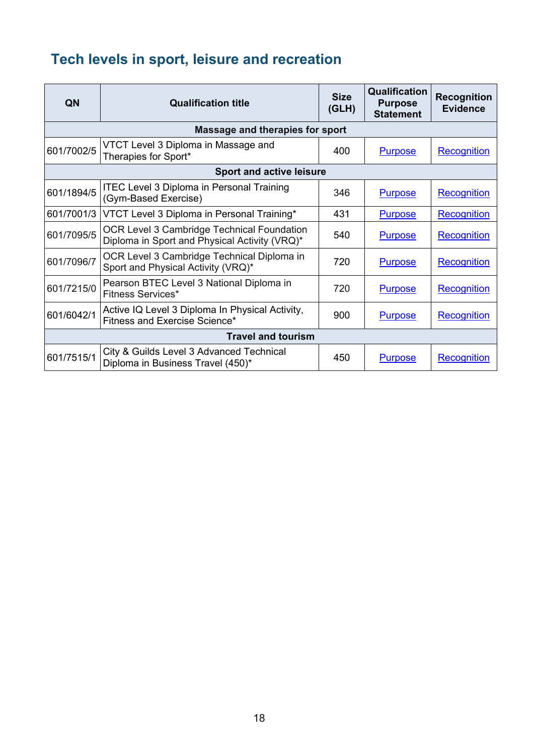## Tech levels in sport, leisure and recreation

| QN | Qualification title | Size (GLH) | Qualification Purpose Statement | Recognition Evidence |
|---|---|---|---|---|
| **Massage and therapies for sport** | | | | |
| 601/7002/5 | VTCT Level 3 Diploma in Massage and Therapies for Sport* | 400 | Purpose | Recognition |
| **Sport and active leisure** | | | | |
| 601/1894/5 | ITEC Level 3 Diploma in Personal Training (Gym-Based Exercise) | 346 | Purpose | Recognition |
| 601/7001/3 | VTCT Level 3 Diploma in Personal Training* | 431 | Purpose | Recognition |
| 601/7095/5 | OCR Level 3 Cambridge Technical Foundation Diploma in Sport and Physical Activity (VRQ)* | 540 | Purpose | Recognition |
| 601/7096/7 | OCR Level 3 Cambridge Technical Diploma in Sport and Physical Activity (VRQ)* | 720 | Purpose | Recognition |
| 601/7215/0 | Pearson BTEC Level 3 National Diploma in Fitness Services* | 720 | Purpose | Recognition |
| 601/6042/1 | Active IQ Level 3 Diploma In Physical Activity, Fitness and Exercise Science* | 900 | Purpose | Recognition |
| **Travel and tourism** | | | | |
| 601/7515/1 | City & Guilds Level 3 Advanced Technical Diploma in Business Travel (450)* | 450 | Purpose | Recognition |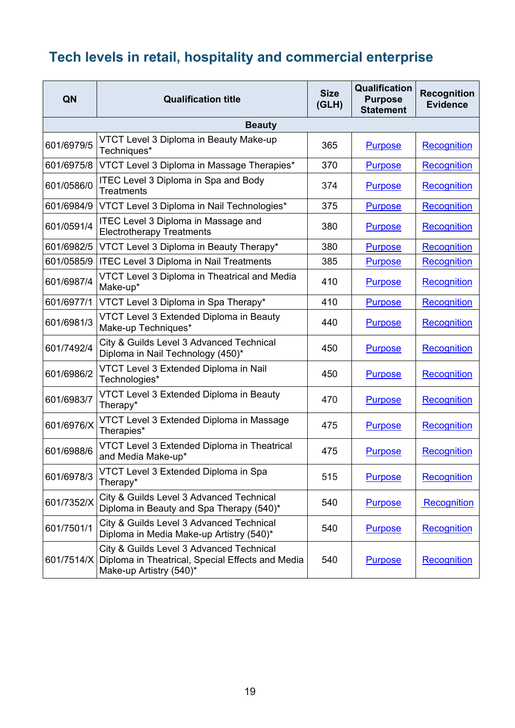## Tech levels in retail, hospitality and commercial enterprise

| QN | Qualification title | Size (GLH) | Qualification Purpose Statement | Recognition Evidence |
|---|---|---|---|---|
| | **Beauty** | | | |
| 601/6979/5 | VTCT Level 3 Diploma in Beauty Make-up Techniques* | 365 | Purpose | Recognition |
| 601/6975/8 | VTCT Level 3 Diploma in Massage Therapies* | 370 | Purpose | Recognition |
| 601/0586/0 | ITEC Level 3 Diploma in Spa and Body Treatments | 374 | Purpose | Recognition |
| 601/6984/9 | VTCT Level 3 Diploma in Nail Technologies* | 375 | Purpose | Recognition |
| 601/0591/4 | ITEC Level 3 Diploma in Massage and Electrotherapy Treatments | 380 | Purpose | Recognition |
| 601/6982/5 | VTCT Level 3 Diploma in Beauty Therapy* | 380 | Purpose | Recognition |
| 601/0585/9 | ITEC Level 3 Diploma in Nail Treatments | 385 | Purpose | Recognition |
| 601/6987/4 | VTCT Level 3 Diploma in Theatrical and Media Make-up* | 410 | Purpose | Recognition |
| 601/6977/1 | VTCT Level 3 Diploma in Spa Therapy* | 410 | Purpose | Recognition |
| 601/6981/3 | VTCT Level 3 Extended Diploma in Beauty Make-up Techniques* | 440 | Purpose | Recognition |
| 601/7492/4 | City & Guilds Level 3 Advanced Technical Diploma in Nail Technology (450)* | 450 | Purpose | Recognition |
| 601/6986/2 | VTCT Level 3 Extended Diploma in Nail Technologies* | 450 | Purpose | Recognition |
| 601/6983/7 | VTCT Level 3 Extended Diploma in Beauty Therapy* | 470 | Purpose | Recognition |
| 601/6976/X | VTCT Level 3 Extended Diploma in Massage Therapies* | 475 | Purpose | Recognition |
| 601/6988/6 | VTCT Level 3 Extended Diploma in Theatrical and Media Make-up* | 475 | Purpose | Recognition |
| 601/6978/3 | VTCT Level 3 Extended Diploma in Spa Therapy* | 515 | Purpose | Recognition |
| 601/7352/X | City & Guilds Level 3 Advanced Technical Diploma in Beauty and Spa Therapy (540)* | 540 | Purpose | Recognition |
| 601/7501/1 | City & Guilds Level 3 Advanced Technical Diploma in Media Make-up Artistry (540)* | 540 | Purpose | Recognition |
| 601/7514/X | City & Guilds Level 3 Advanced Technical Diploma in Theatrical, Special Effects and Media Make-up Artistry (540)* | 540 | Purpose | Recognition |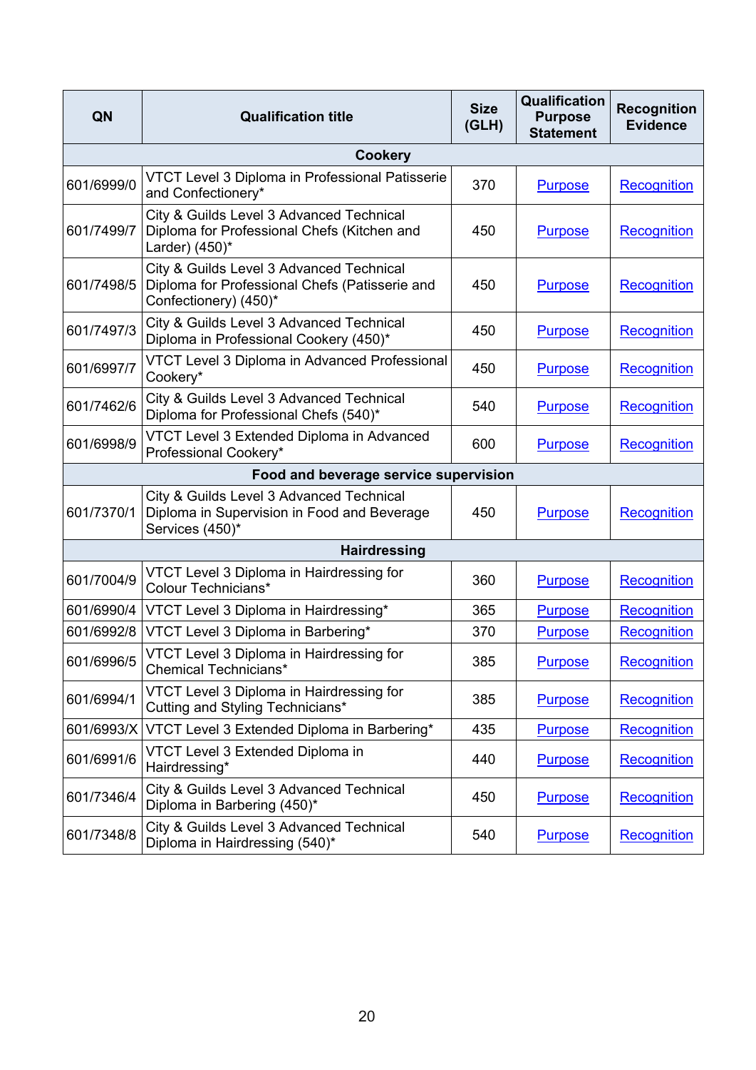| QN | Qualification title | Size (GLH) | Qualification Purpose Statement | Recognition Evidence |
|---|---|---|---|---|
| **Cookery** | | | | |
| 601/6999/0 | VTCT Level 3 Diploma in Professional Patisserie and Confectionery* | 370 | Purpose | Recognition |
| 601/7499/7 | City & Guilds Level 3 Advanced Technical Diploma for Professional Chefs (Kitchen and Larder) (450)* | 450 | Purpose | Recognition |
| 601/7498/5 | City & Guilds Level 3 Advanced Technical Diploma for Professional Chefs (Patisserie and Confectionery) (450)* | 450 | Purpose | Recognition |
| 601/7497/3 | City & Guilds Level 3 Advanced Technical Diploma in Professional Cookery (450)* | 450 | Purpose | Recognition |
| 601/6997/7 | VTCT Level 3 Diploma in Advanced Professional Cookery* | 450 | Purpose | Recognition |
| 601/7462/6 | City & Guilds Level 3 Advanced Technical Diploma for Professional Chefs (540)* | 540 | Purpose | Recognition |
| 601/6998/9 | VTCT Level 3 Extended Diploma in Advanced Professional Cookery* | 600 | Purpose | Recognition |
| **Food and beverage service supervision** | | | | |
| 601/7370/1 | City & Guilds Level 3 Advanced Technical Diploma in Supervision in Food and Beverage Services (450)* | 450 | Purpose | Recognition |
| **Hairdressing** | | | | |
| 601/7004/9 | VTCT Level 3 Diploma in Hairdressing for Colour Technicians* | 360 | Purpose | Recognition |
| 601/6990/4 | VTCT Level 3 Diploma in Hairdressing* | 365 | Purpose | Recognition |
| 601/6992/8 | VTCT Level 3 Diploma in Barbering* | 370 | Purpose | Recognition |
| 601/6996/5 | VTCT Level 3 Diploma in Hairdressing for Chemical Technicians* | 385 | Purpose | Recognition |
| 601/6994/1 | VTCT Level 3 Diploma in Hairdressing for Cutting and Styling Technicians* | 385 | Purpose | Recognition |
| 601/6993/X | VTCT Level 3 Extended Diploma in Barbering* | 435 | Purpose | Recognition |
| 601/6991/6 | VTCT Level 3 Extended Diploma in Hairdressing* | 440 | Purpose | Recognition |
| 601/7346/4 | City & Guilds Level 3 Advanced Technical Diploma in Barbering (450)* | 450 | Purpose | Recognition |
| 601/7348/8 | City & Guilds Level 3 Advanced Technical Diploma in Hairdressing (540)* | 540 | Purpose | Recognition |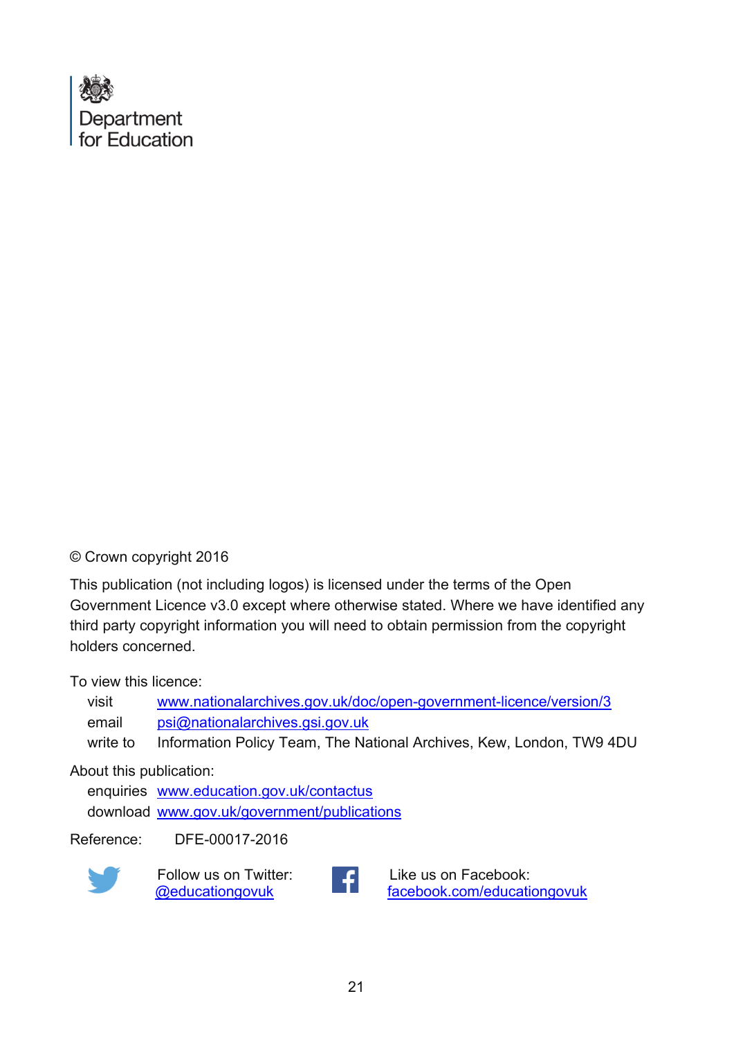Department for Education

© Crown copyright 2016

This publication (not including logos) is licensed under the terms of the Open Government Licence v3.0 except where otherwise stated. Where we have identified any third party copyright information you will need to obtain permission from the copyright holders concerned.

To view this licence:

visit www.nationalarchives.gov.uk/doc/open-government-licence/version/3
email psi@nationalarchives.gsi.gov.uk
write to Information Policy Team, The National Archives, Kew, London, TW9 4DU

About this publication:

enquiries www.education.gov.uk/contactus
download www.gov.uk/government/publications

Reference: DFE-00017-2016

Follow us on Twitter: @educationgovuk

Like us on Facebook: facebook.com/educationgovuk